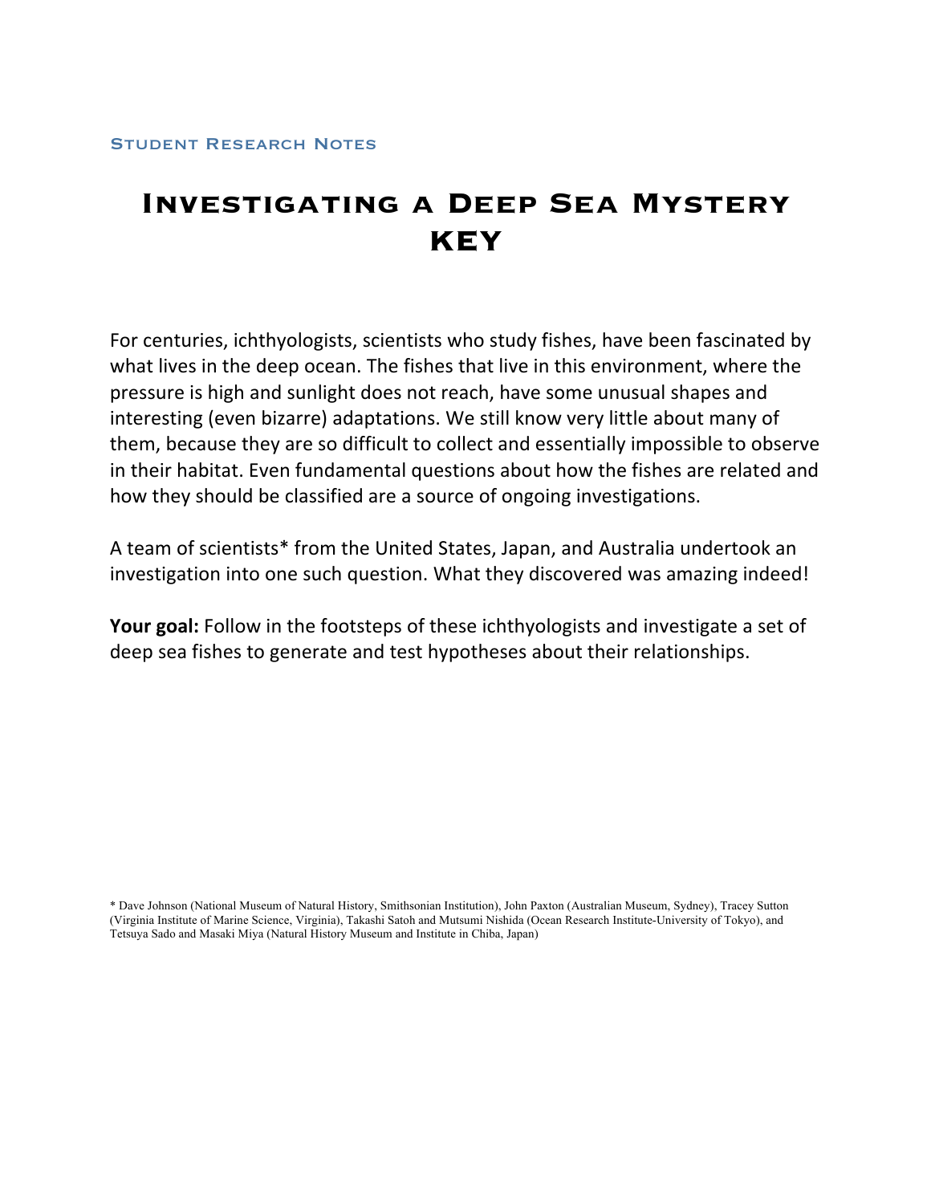Student Research Notes

# Investigating a Deep Sea Mystery KEY

For centuries, ichthyologists, scientists who study fishes, have been fascinated by what lives in the deep ocean. The fishes that live in this environment, where the pressure is high and sunlight does not reach, have some unusual shapes and interesting (even bizarre) adaptations. We still know very little about many of them, because they are so difficult to collect and essentially impossible to observe in their habitat. Even fundamental questions about how the fishes are related and how they should be classified are a source of ongoing investigations.

A team of scientists* from the United States, Japan, and Australia undertook an investigation into one such question. What they discovered was amazing indeed!

**Your goal:** Follow in the footsteps of these ichthyologists and investigate a set of deep sea fishes to generate and test hypotheses about their relationships.

* Dave Johnson (National Museum of Natural History, Smithsonian Institution), John Paxton (Australian Museum, Sydney), Tracey Sutton (Virginia Institute of Marine Science, Virginia), Takashi Satoh and Mutsumi Nishida (Ocean Research Institute-University of Tokyo), and Tetsuya Sado and Masaki Miya (Natural History Museum and Institute in Chiba, Japan)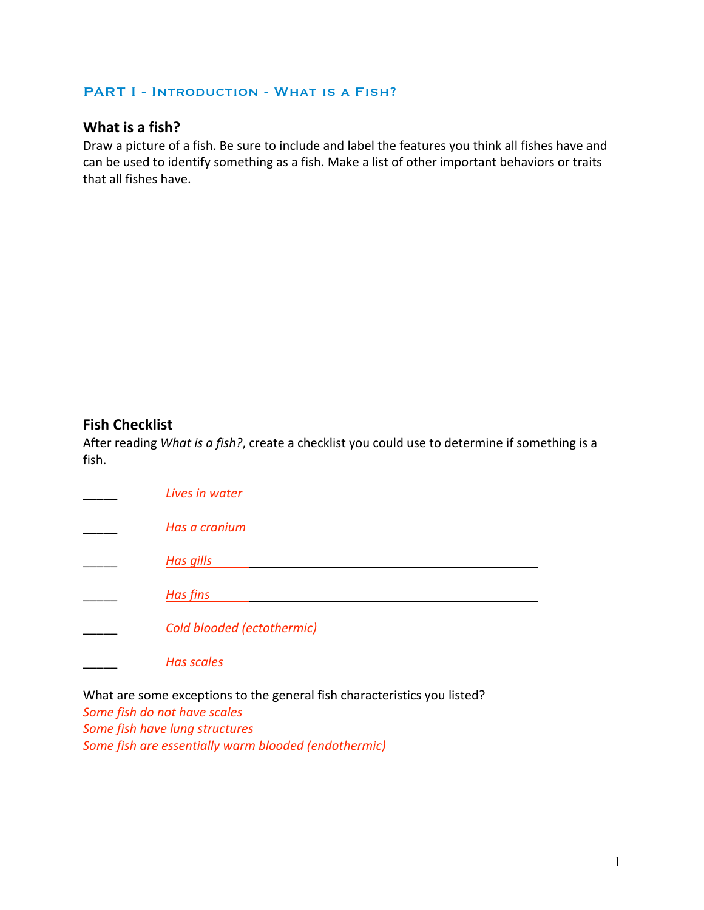## PART I - Introduction - What is a Fish?

### What is a fish?

Draw a picture of a fish. Be sure to include and label the features you think all fishes have and can be used to identify something as a fish. Make a list of other important behaviors or traits that all fishes have.

### Fish Checklist

After reading *What is a fish?*, create a checklist you could use to determine if something is a fish.

_____ *Lives in water*

_____ *Has a cranium*

_____ *Has gills*

_____ *Has fins*

_____ *Cold blooded (ectothermic)*

_____ *Has scales*

What are some exceptions to the general fish characteristics you listed?

*Some fish do not have scales*
*Some fish have lung structures*
*Some fish are essentially warm blooded (endothermic)*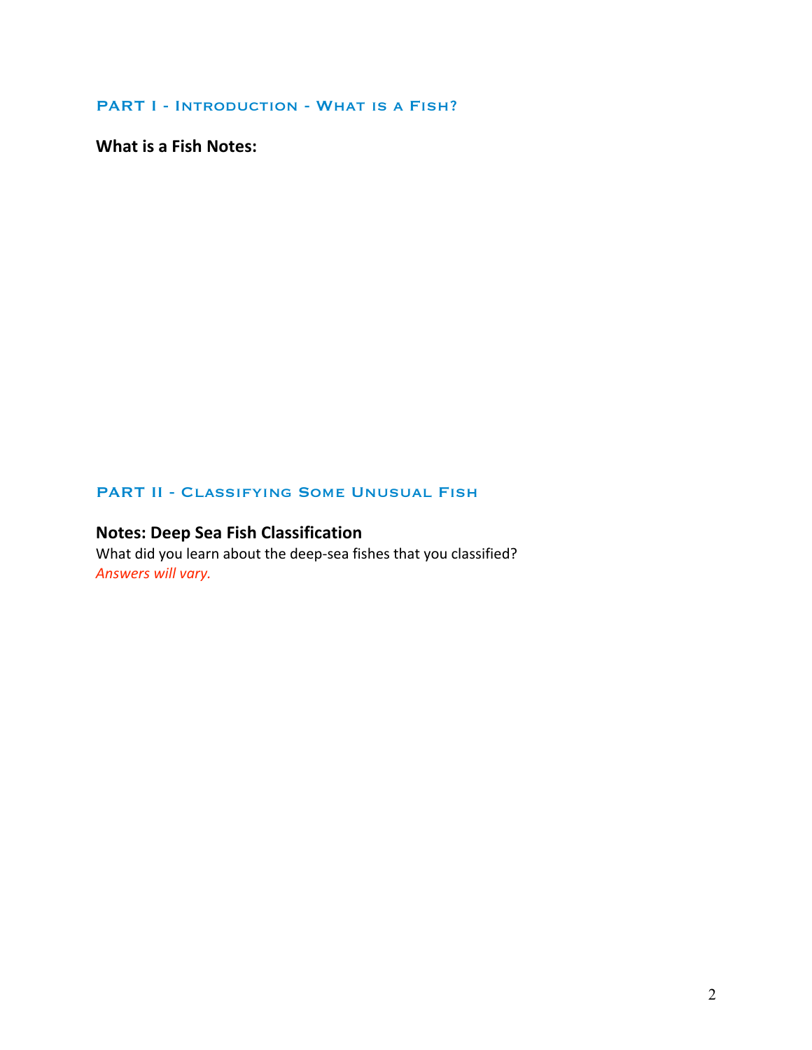## PART I - Introduction - What is a Fish?

**What is a Fish Notes:**

## PART II - Classifying Some Unusual Fish

### Notes: Deep Sea Fish Classification

What did you learn about the deep-sea fishes that you classified?
*Answers will vary.*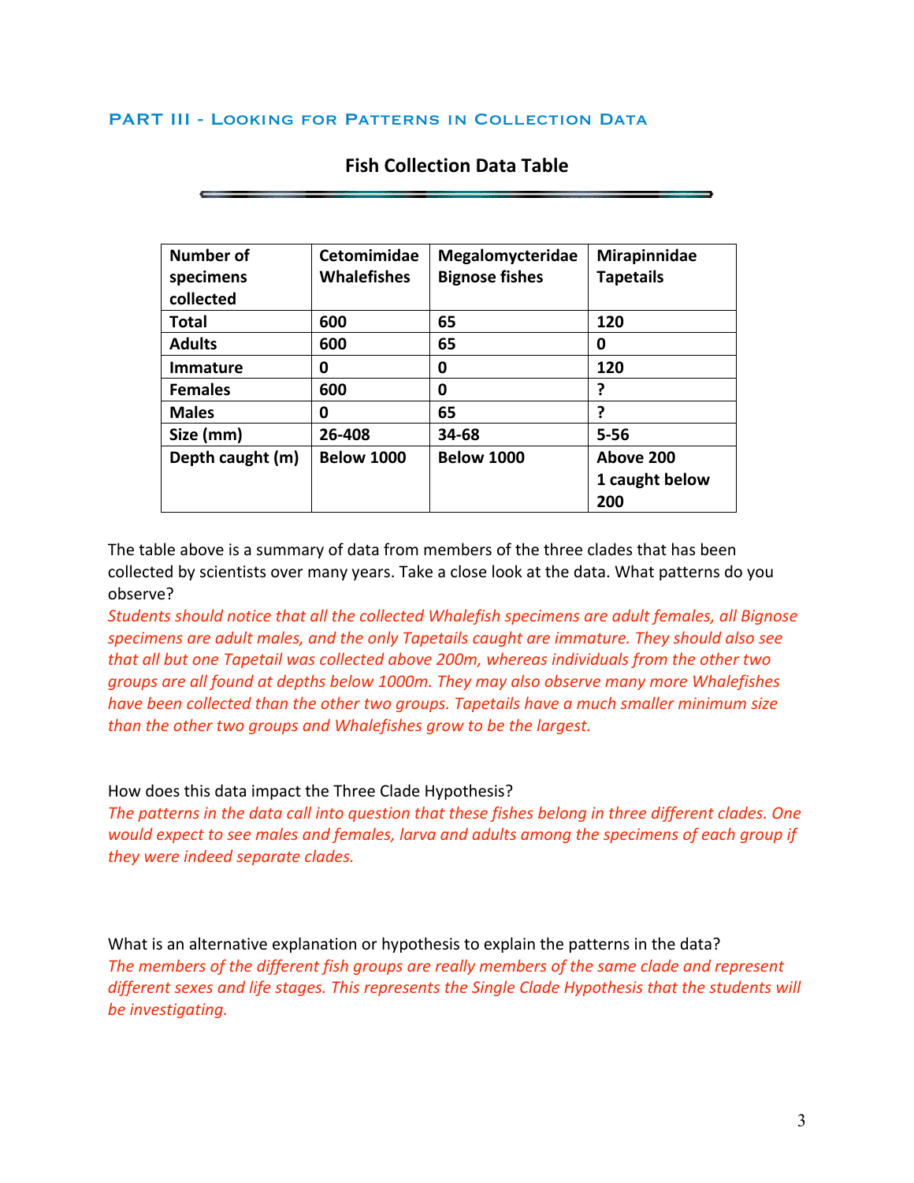## PART III - Looking for Patterns in Collection Data

### Fish Collection Data Table

| Number of specimens collected | Cetomimidae Whalefishes | Megalomycteridae Bignose fishes | Mirapinnidae Tapetails |
|---|---|---|---|
| Total | 600 | 65 | 120 |
| Adults | 600 | 65 | 0 |
| Immature | 0 | 0 | 120 |
| Females | 600 | 0 | ? |
| Males | 0 | 65 | ? |
| Size (mm) | 26-408 | 34-68 | 5-56 |
| Depth caught (m) | Below 1000 | Below 1000 | Above 200 1 caught below 200 |

The table above is a summary of data from members of the three clades that has been collected by scientists over many years. Take a close look at the data. What patterns do you observe?

*Students should notice that all the collected Whalefish specimens are adult females, all Bignose specimens are adult males, and the only Tapetails caught are immature. They should also see that all but one Tapetail was collected above 200m, whereas individuals from the other two groups are all found at depths below 1000m. They may also observe many more Whalefishes have been collected than the other two groups. Tapetails have a much smaller minimum size than the other two groups and Whalefishes grow to be the largest.*

How does this data impact the Three Clade Hypothesis?

*The patterns in the data call into question that these fishes belong in three different clades. One would expect to see males and females, larva and adults among the specimens of each group if they were indeed separate clades.*

What is an alternative explanation or hypothesis to explain the patterns in the data?

*The members of the different fish groups are really members of the same clade and represent different sexes and life stages. This represents the Single Clade Hypothesis that the students will be investigating.*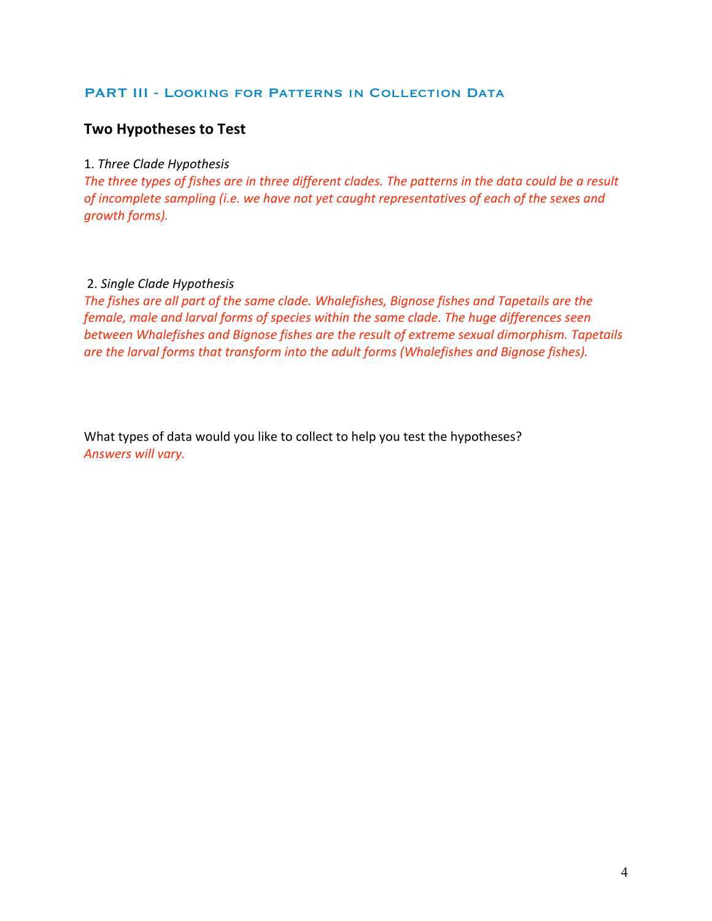## PART III - Looking for Patterns in Collection Data

### Two Hypotheses to Test

1. *Three Clade Hypothesis*
*The three types of fishes are in three different clades. The patterns in the data could be a result of incomplete sampling (i.e. we have not yet caught representatives of each of the sexes and growth forms).*

2. *Single Clade Hypothesis*
*The fishes are all part of the same clade. Whalefishes, Bignose fishes and Tapetails are the female, male and larval forms of species within the same clade. The huge differences seen between Whalefishes and Bignose fishes are the result of extreme sexual dimorphism. Tapetails are the larval forms that transform into the adult forms (Whalefishes and Bignose fishes).*

What types of data would you like to collect to help you test the hypotheses?
*Answers will vary.*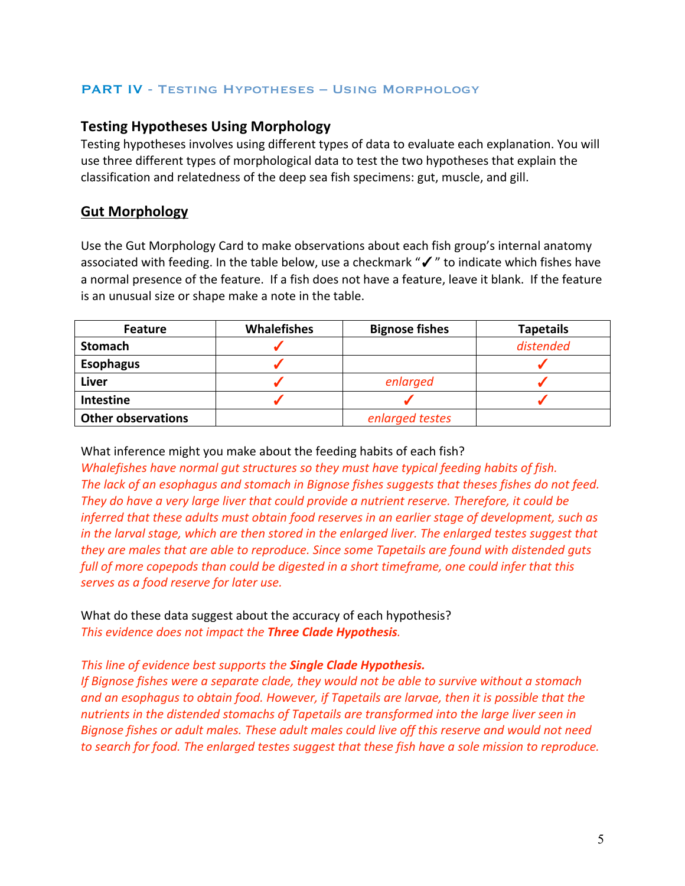## PART IV - Testing Hypotheses – Using Morphology

### Testing Hypotheses Using Morphology

Testing hypotheses involves using different types of data to evaluate each explanation. You will use three different types of morphological data to test the two hypotheses that explain the classification and relatedness of the deep sea fish specimens: gut, muscle, and gill.

### Gut Morphology

Use the Gut Morphology Card to make observations about each fish group's internal anatomy associated with feeding. In the table below, use a checkmark "✓" to indicate which fishes have a normal presence of the feature. If a fish does not have a feature, leave it blank. If the feature is an unusual size or shape make a note in the table.

| Feature | Whalefishes | Bignose fishes | Tapetails |
|---|---|---|---|
| **Stomach** | ✓ | | *distended* |
| **Esophagus** | ✓ | | ✓ |
| **Liver** | ✓ | *enlarged* | ✓ |
| **Intestine** | ✓ | ✓ | ✓ |
| **Other observations** | | *enlarged testes* | |

What inference might you make about the feeding habits of each fish?

*Whalefishes have normal gut structures so they must have typical feeding habits of fish. The lack of an esophagus and stomach in Bignose fishes suggests that theses fishes do not feed. They do have a very large liver that could provide a nutrient reserve. Therefore, it could be inferred that these adults must obtain food reserves in an earlier stage of development, such as in the larval stage, which are then stored in the enlarged liver. The enlarged testes suggest that they are males that are able to reproduce. Since some Tapetails are found with distended guts full of more copepods than could be digested in a short timeframe, one could infer that this serves as a food reserve for later use.*

What do these data suggest about the accuracy of each hypothesis?

*This evidence does not impact the **Three Clade Hypothesis**.*

*This line of evidence best supports the **Single Clade Hypothesis.***
*If Bignose fishes were a separate clade, they would not be able to survive without a stomach and an esophagus to obtain food. However, if Tapetails are larvae, then it is possible that the nutrients in the distended stomachs of Tapetails are transformed into the large liver seen in Bignose fishes or adult males. These adult males could live off this reserve and would not need to search for food. The enlarged testes suggest that these fish have a sole mission to reproduce.*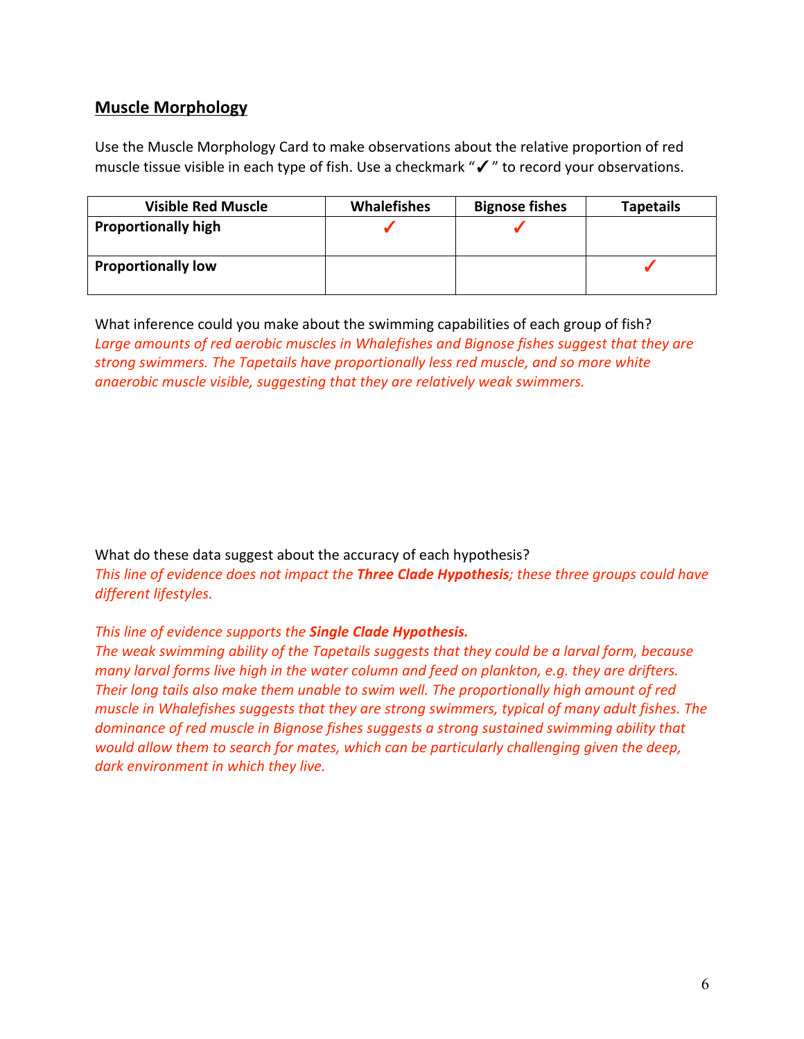## Muscle Morphology

Use the Muscle Morphology Card to make observations about the relative proportion of red muscle tissue visible in each type of fish. Use a checkmark "✓" to record your observations.

| Visible Red Muscle | Whalefishes | Bignose fishes | Tapetails |
|---|---|---|---|
| **Proportionally high** | ✓ | ✓ | |
| **Proportionally low** | | | ✓ |

What inference could you make about the swimming capabilities of each group of fish?
*Large amounts of red aerobic muscles in Whalefishes and Bignose fishes suggest that they are strong swimmers. The Tapetails have proportionally less red muscle, and so more white anaerobic muscle visible, suggesting that they are relatively weak swimmers.*

What do these data suggest about the accuracy of each hypothesis?
*This line of evidence does not impact the* ***Three Clade Hypothesis****; these three groups could have different lifestyles.*

*This line of evidence supports the* ***Single Clade Hypothesis.***
*The weak swimming ability of the Tapetails suggests that they could be a larval form, because many larval forms live high in the water column and feed on plankton, e.g. they are drifters. Their long tails also make them unable to swim well. The proportionally high amount of red muscle in Whalefishes suggests that they are strong swimmers, typical of many adult fishes. The dominance of red muscle in Bignose fishes suggests a strong sustained swimming ability that would allow them to search for mates, which can be particularly challenging given the deep, dark environment in which they live.*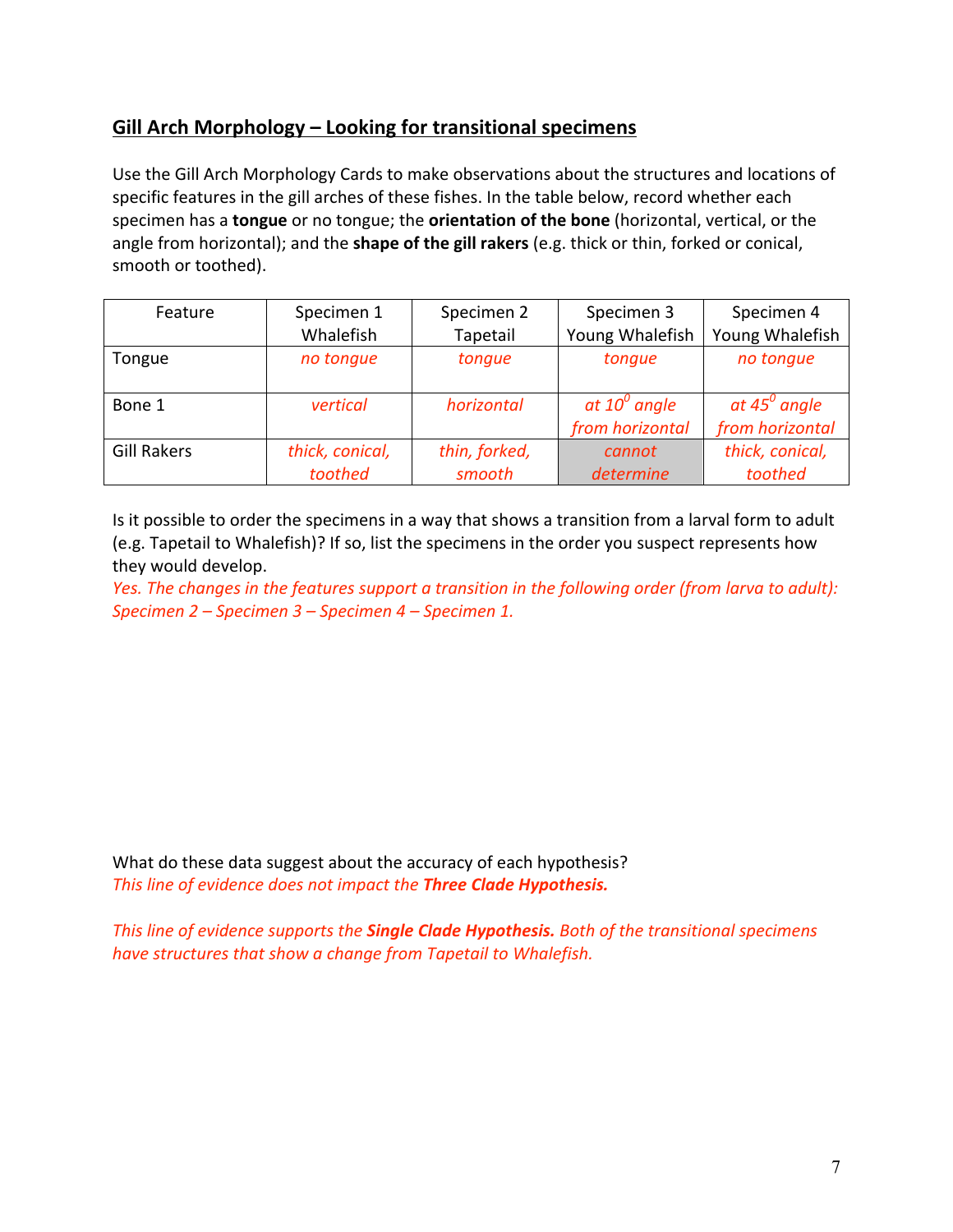## Gill Arch Morphology – Looking for transitional specimens

Use the Gill Arch Morphology Cards to make observations about the structures and locations of specific features in the gill arches of these fishes. In the table below, record whether each specimen has a **tongue** or no tongue; the **orientation of the bone** (horizontal, vertical, or the angle from horizontal); and the **shape of the gill rakers** (e.g. thick or thin, forked or conical, smooth or toothed).

| Feature | Specimen 1 Whalefish | Specimen 2 Tapetail | Specimen 3 Young Whalefish | Specimen 4 Young Whalefish |
|---|---|---|---|---|
| Tongue | *no tongue* | *tongue* | *tongue* | *no tongue* |
| Bone 1 | *vertical* | *horizontal* | *at $10^0$ angle from horizontal* | *at $45^0$ angle from horizontal* |
| Gill Rakers | *thick, conical, toothed* | *thin, forked, smooth* | *cannot determine* | *thick, conical, toothed* |

Is it possible to order the specimens in a way that shows a transition from a larval form to adult (e.g. Tapetail to Whalefish)? If so, list the specimens in the order you suspect represents how they would develop.

*Yes. The changes in the features support a transition in the following order (from larva to adult): Specimen 2 – Specimen 3 – Specimen 4 – Specimen 1.*

What do these data suggest about the accuracy of each hypothesis?

*This line of evidence does not impact the* ***Three Clade Hypothesis.***

*This line of evidence supports the* ***Single Clade Hypothesis.*** *Both of the transitional specimens have structures that show a change from Tapetail to Whalefish.*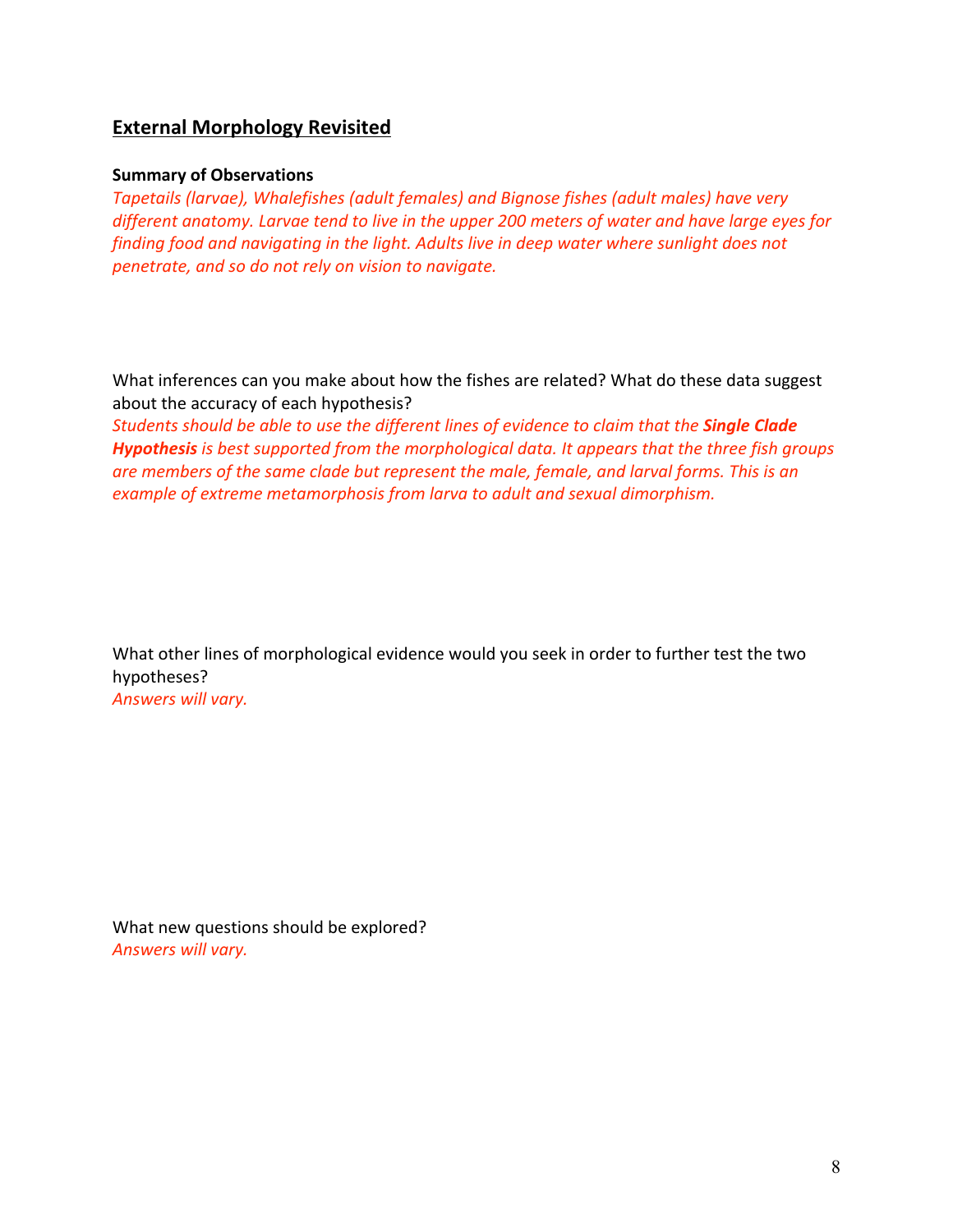## External Morphology Revisited

**Summary of Observations**

*Tapetails (larvae), Whalefishes (adult females) and Bignose fishes (adult males) have very different anatomy. Larvae tend to live in the upper 200 meters of water and have large eyes for finding food and navigating in the light. Adults live in deep water where sunlight does not penetrate, and so do not rely on vision to navigate.*

What inferences can you make about how the fishes are related? What do these data suggest about the accuracy of each hypothesis?

*Students should be able to use the different lines of evidence to claim that the* ***Single Clade Hypothesis*** *is best supported from the morphological data. It appears that the three fish groups are members of the same clade but represent the male, female, and larval forms. This is an example of extreme metamorphosis from larva to adult and sexual dimorphism.*

What other lines of morphological evidence would you seek in order to further test the two hypotheses?

*Answers will vary.*

What new questions should be explored?

*Answers will vary.*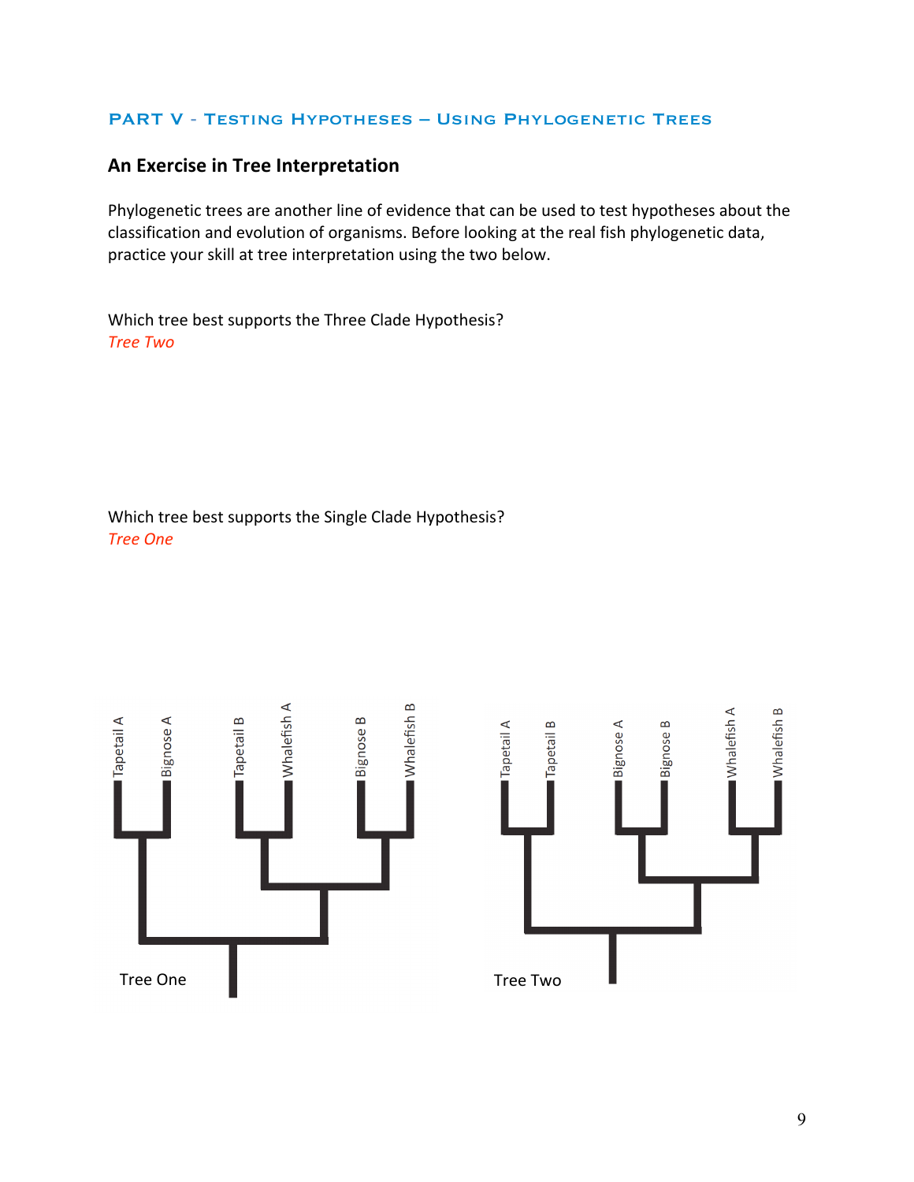## PART V - Testing Hypotheses – Using Phylogenetic Trees

### An Exercise in Tree Interpretation

Phylogenetic trees are another line of evidence that can be used to test hypotheses about the classification and evolution of organisms. Before looking at the real fish phylogenetic data, practice your skill at tree interpretation using the two below.

Which tree best supports the Three Clade Hypothesis?
*Tree Two*

Which tree best supports the Single Clade Hypothesis?
*Tree One*

Tapetail A, Bignose A, Tapetail B, Whalefish A, Bignose B, Whalefish B

Tree One

Tapetail A, Tapetail B, Bignose A, Bignose B, Whalefish A, Whalefish B

Tree Two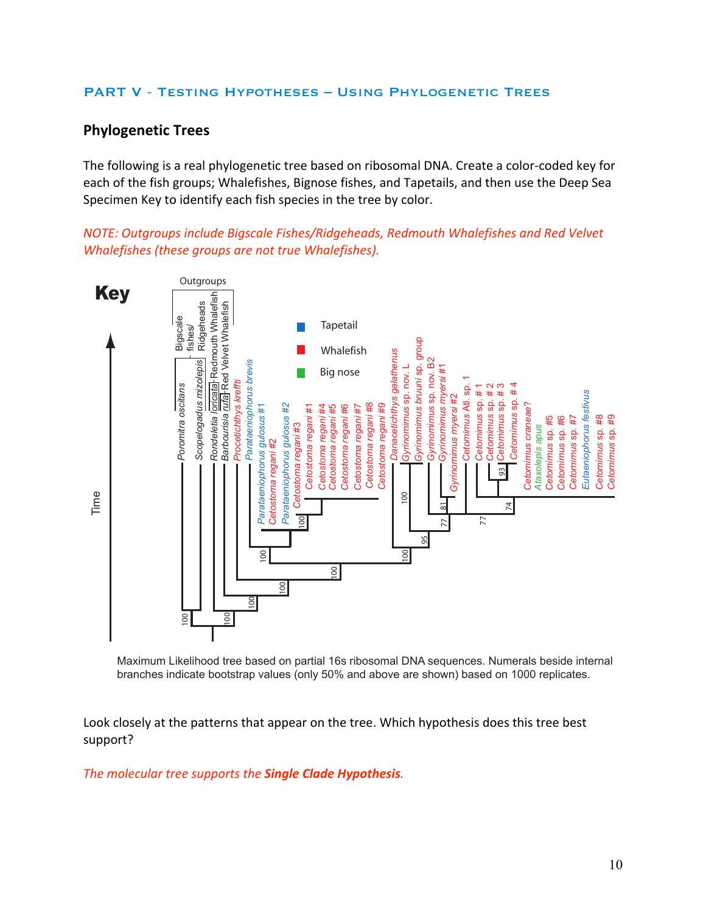## Part V - Testing Hypotheses – Using Phylogenetic Trees

### Phylogenetic Trees

The following is a real phylogenetic tree based on ribosomal DNA. Create a color-coded key for each of the fish groups; Whalefishes, Bignose fishes, and Tapetails, and then use the Deep Sea Specimen Key to identify each fish species in the tree by color.

*NOTE: Outgroups include Bigscale Fishes/Ridgeheads, Redmouth Whalefishes and Red Velvet Whalefishes (these groups are not true Whalefishes).*

**Key**

- Tapetail (blue)
- Whalefish (red)
- Big nose (green)

Outgroups: Bigscale fishes/Ridgeheads (*Poromitra oscitans*, *Scopelogadus mizolepis*); Redmouth Whalefish (*Rondeletia loricata*); Red Velvet Whalefish (*Barbourisia rufa*)

Tree taxa (left to right): *Poromitra oscitans*, *Scopelogadus mizolepis*, *Rondeletia loricata*, *Barbourisia rufa*, *Procetichthys kreffti*, *Parataeniophorus brevis*, *Parataeniophorus gulosus #1*, *Cetostoma regani #2*, *Parataeniophorus gulosus #2*, *Cetostoma regani #3*, *Cetostoma regani #1*, *Cetostoma regani #4*, *Cetostoma regani #5*, *Cetostoma regani #6*, *Cetostoma regani #7*, *Cetostoma regani #8*, *Cetostoma regani #9*, *Danacetichthys galathenus*, *Gyrinomimus* sp. nov. L, *Gyrinomimus bruuni* sp. group, *Gyrinomimus* sp. nov. B2, *Gyrinomimus myersi #1*, *Gyrinomimus myersi #2*, *Cetomimus* Atl. sp. 1, *Cetomimus* sp. # 1, *Cetomimus* sp. # 2, *Cetomimus* sp. # 3, *Cetomimus* sp. # 4, *Cetomimus craneae?*, *Ataxolepis apus*, *Cetomimus* sp. #5, *Cetomimus* sp. #6, *Cetomimus* sp. #7, *Eutaeniophorus festivus*, *Cetomimus* sp. #8, *Cetomimus* sp. #9

Axis: Time

Maximum Likelihood tree based on partial 16s ribosomal DNA sequences. Numerals beside internal branches indicate bootstrap values (only 50% and above are shown) based on 1000 replicates.

Look closely at the patterns that appear on the tree. Which hypothesis does this tree best support?

*The molecular tree supports the **Single Clade Hypothesis**.*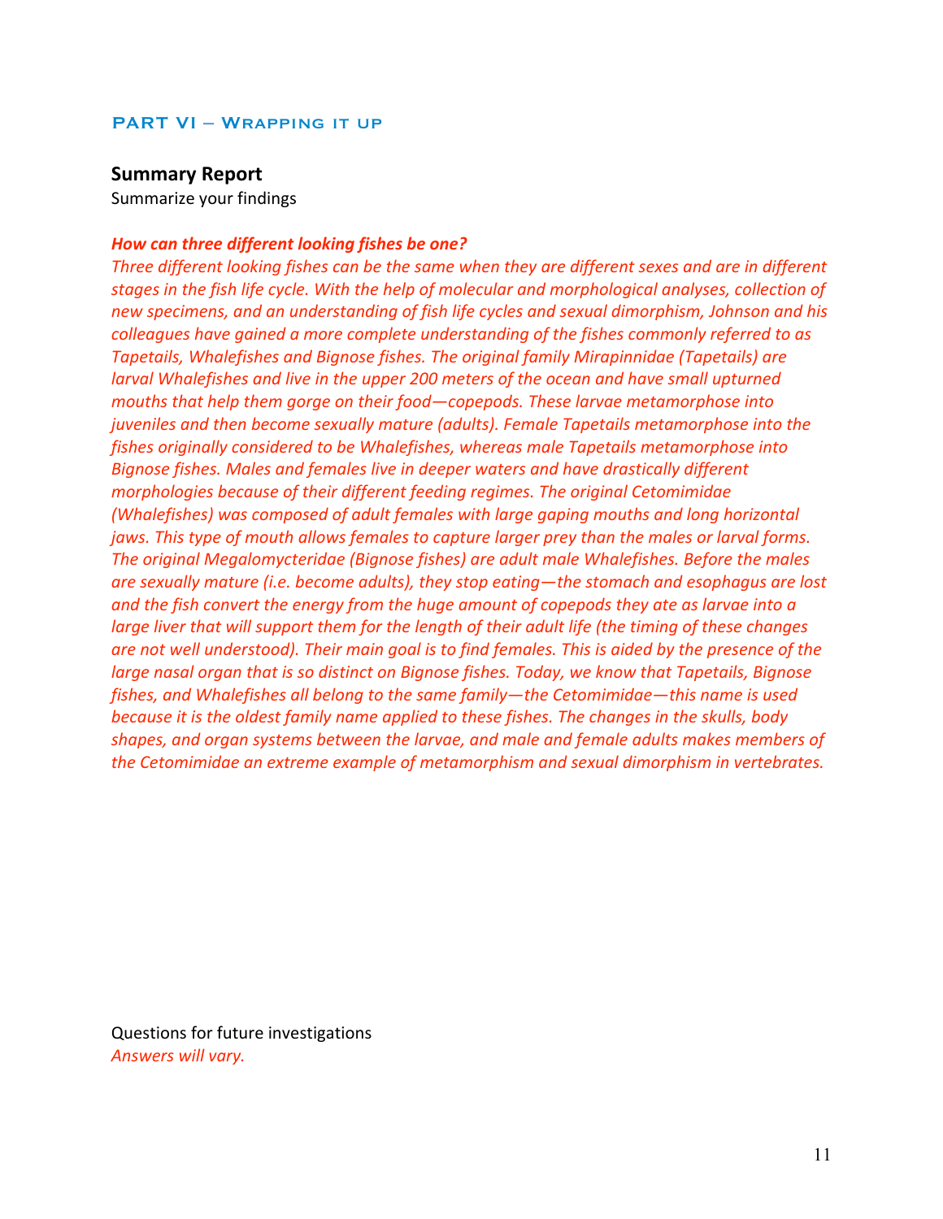## PART VI – Wrapping it up

### Summary Report

Summarize your findings

***How can three different looking fishes be one?***

*Three different looking fishes can be the same when they are different sexes and are in different stages in the fish life cycle. With the help of molecular and morphological analyses, collection of new specimens, and an understanding of fish life cycles and sexual dimorphism, Johnson and his colleagues have gained a more complete understanding of the fishes commonly referred to as Tapetails, Whalefishes and Bignose fishes. The original family Mirapinnidae (Tapetails) are larval Whalefishes and live in the upper 200 meters of the ocean and have small upturned mouths that help them gorge on their food—copepods. These larvae metamorphose into juveniles and then become sexually mature (adults). Female Tapetails metamorphose into the fishes originally considered to be Whalefishes, whereas male Tapetails metamorphose into Bignose fishes. Males and females live in deeper waters and have drastically different morphologies because of their different feeding regimes. The original Cetomimidae (Whalefishes) was composed of adult females with large gaping mouths and long horizontal jaws. This type of mouth allows females to capture larger prey than the males or larval forms. The original Megalomycteridae (Bignose fishes) are adult male Whalefishes. Before the males are sexually mature (i.e. become adults), they stop eating—the stomach and esophagus are lost and the fish convert the energy from the huge amount of copepods they ate as larvae into a large liver that will support them for the length of their adult life (the timing of these changes are not well understood). Their main goal is to find females. This is aided by the presence of the large nasal organ that is so distinct on Bignose fishes. Today, we know that Tapetails, Bignose fishes, and Whalefishes all belong to the same family—the Cetomimidae—this name is used because it is the oldest family name applied to these fishes. The changes in the skulls, body shapes, and organ systems between the larvae, and male and female adults makes members of the Cetomimidae an extreme example of metamorphism and sexual dimorphism in vertebrates.*

Questions for future investigations

*Answers will vary.*